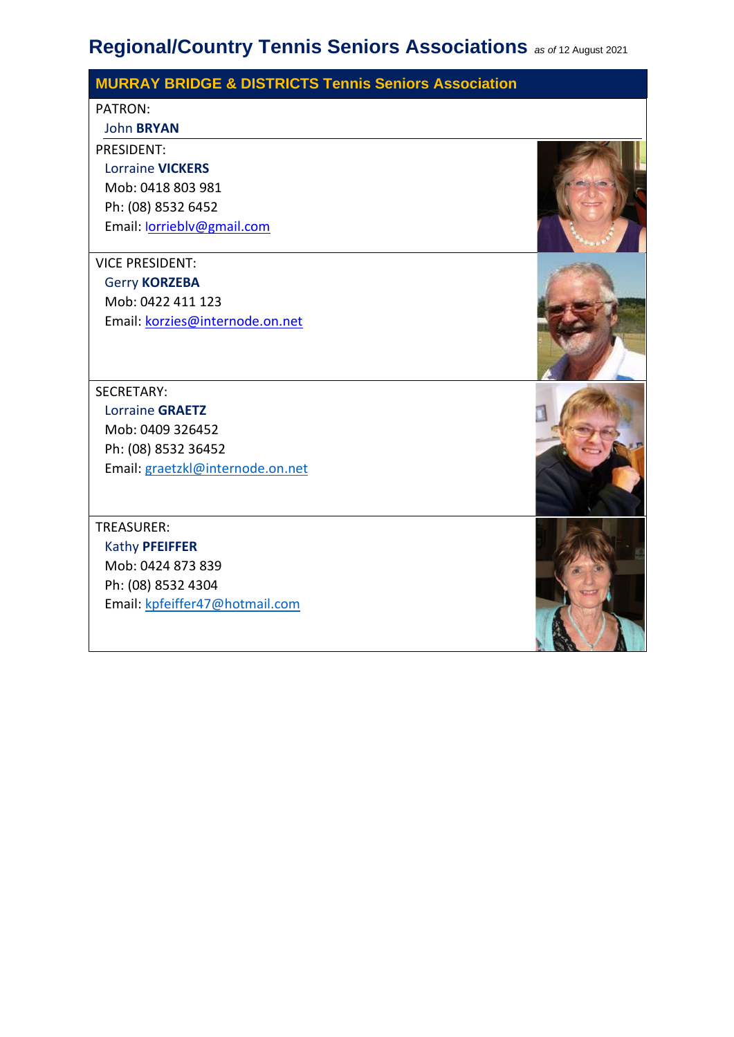# Regional/Country Tennis Seniors Associations *as of* 12 August 2021

## MURRAY BRIDGE & DISTRICTS Tennis Seniors Association

PATRON:
John **BRYAN**

PRESIDENT:
Lorraine **VICKERS**
Mob: 0418 803 981
Ph: (08) 8532 6452
Email: lorrieblv@gmail.com

VICE PRESIDENT:
Gerry **KORZEBA**
Mob: 0422 411 123
Email: korzies@internode.on.net

SECRETARY:
Lorraine **GRAETZ**
Mob: 0409 326452
Ph: (08) 8532 36452
Email: graetzkl@internode.on.net

TREASURER:
Kathy **PFEIFFER**
Mob: 0424 873 839
Ph: (08) 8532 4304
Email: kpfeiffer47@hotmail.com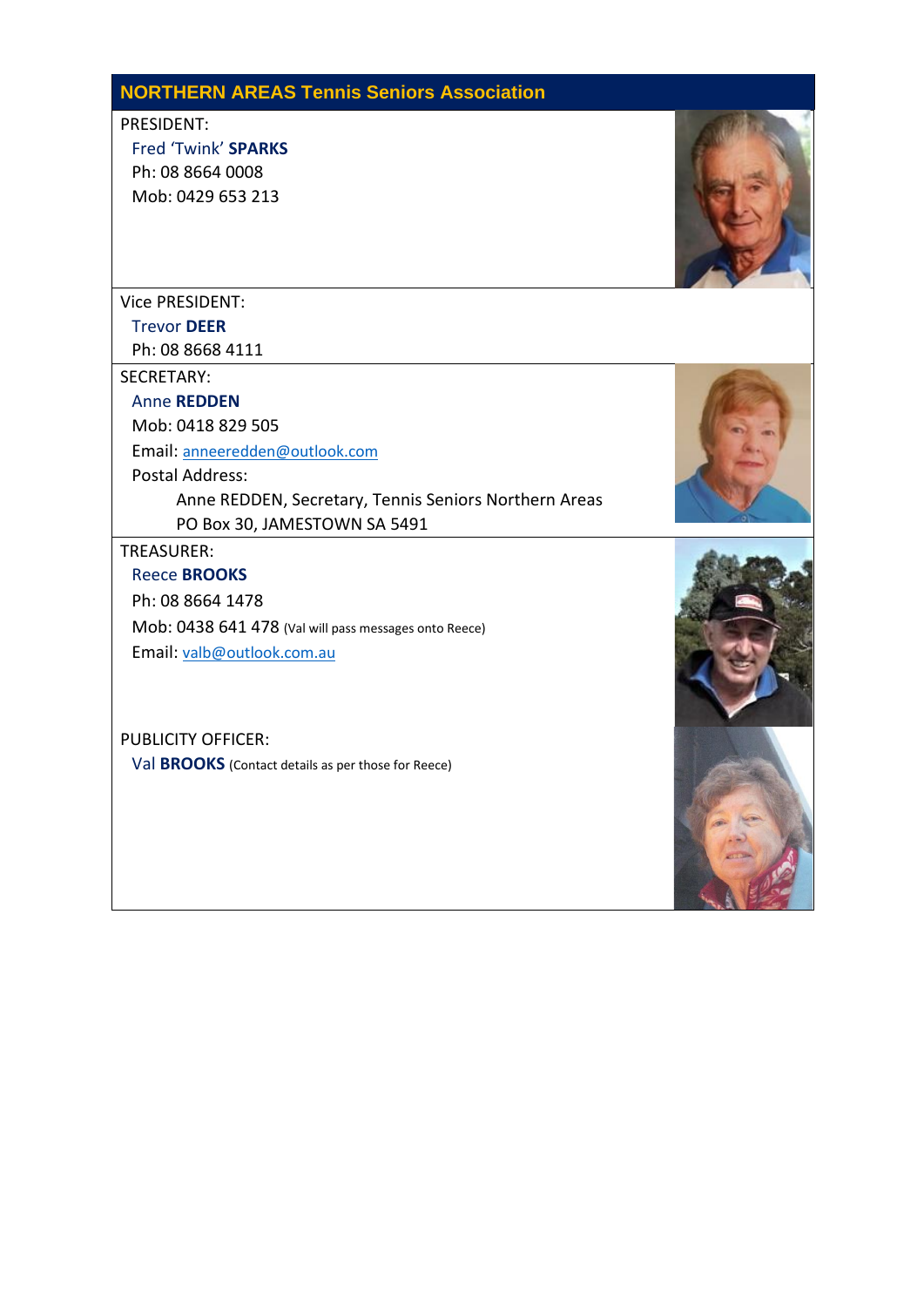## NORTHERN AREAS Tennis Seniors Association

PRESIDENT:

Fred 'Twink' **SPARKS**
Ph: 08 8664 0008
Mob: 0429 653 213

Vice PRESIDENT:

Trevor **DEER**
Ph: 08 8668 4111

SECRETARY:

Anne **REDDEN**
Mob: 0418 829 505
Email: anneeredden@outlook.com
Postal Address:

Anne REDDEN, Secretary, Tennis Seniors Northern Areas
PO Box 30, JAMESTOWN SA 5491

TREASURER:

Reece **BROOKS**
Ph: 08 8664 1478
Mob: 0438 641 478 (Val will pass messages onto Reece)
Email: valb@outlook.com.au

PUBLICITY OFFICER:

Val **BROOKS** (Contact details as per those for Reece)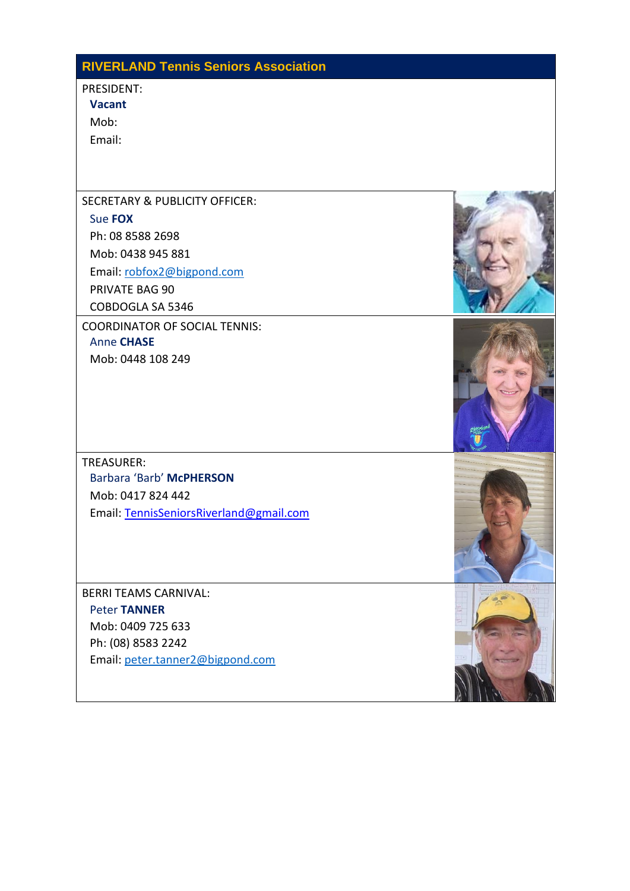## RIVERLAND Tennis Seniors Association

PRESIDENT:

**Vacant**

Mob:

Email:

SECRETARY & PUBLICITY OFFICER:

Sue **FOX**

Ph: 08 8588 2698

Mob: 0438 945 881

Email: robfox2@bigpond.com

PRIVATE BAG 90

COBDOGLA SA 5346

COORDINATOR OF SOCIAL TENNIS:

Anne **CHASE**

Mob: 0448 108 249

TREASURER:

Barbara 'Barb' **McPHERSON**

Mob: 0417 824 442

Email: TennisSeniorsRiverland@gmail.com

BERRI TEAMS CARNIVAL:

Peter **TANNER**

Mob: 0409 725 633

Ph: (08) 8583 2242

Email: peter.tanner2@bigpond.com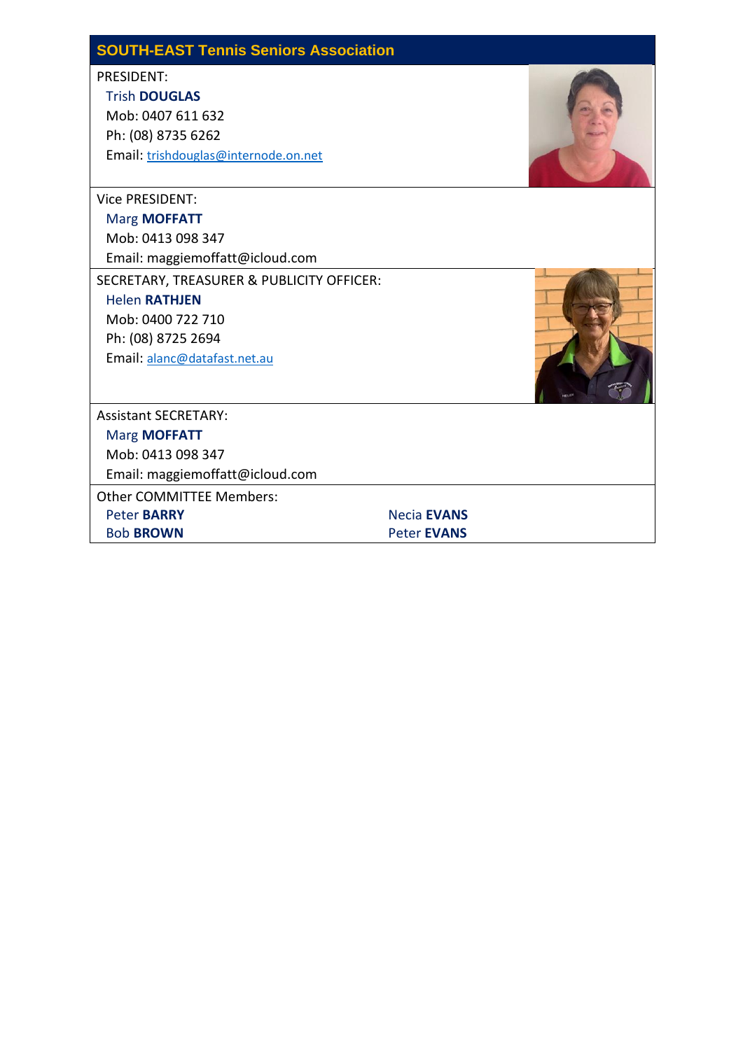## SOUTH-EAST Tennis Seniors Association

PRESIDENT:

Trish **DOUGLAS**
Mob: 0407 611 632
Ph: (08) 8735 6262
Email: trishdouglas@internode.on.net

Vice PRESIDENT:

Marg **MOFFATT**
Mob: 0413 098 347
Email: maggiemoffatt@icloud.com

SECRETARY, TREASURER & PUBLICITY OFFICER:

Helen **RATHJEN**
Mob: 0400 722 710
Ph: (08) 8725 2694
Email: alanc@datafast.net.au

Assistant SECRETARY:

Marg **MOFFATT**
Mob: 0413 098 347
Email: maggiemoffatt@icloud.com

Other COMMITTEE Members:

Peter **BARRY**
Bob **BROWN**
Necia **EVANS**
Peter **EVANS**